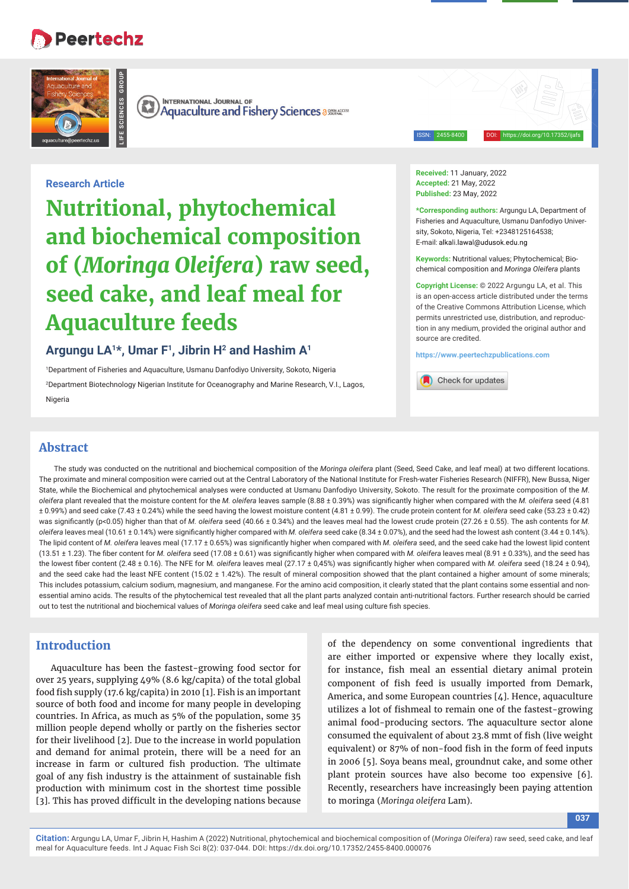Research Article

# Nutritional, phytochemical and biochemical composition of (*Moringa Oleifera*) raw seed, seed cake, and leaf meal for Aquaculture feeds

**Argungu LA[1]*, Umar F[1], Jibrin H[2] and Hashim A[1]**

[1]Department of Fisheries and Aquaculture, Usmanu Danfodiyo University, Sokoto, Nigeria

[2]Department Biotechnology Nigerian Institute for Oceanography and Marine Research, V.I., Lagos, Nigeria

**Received:** 11 January, 2022
**Accepted:** 21 May, 2022
**Published:** 23 May, 2022

***Corresponding authors:** Argungu LA, Department of Fisheries and Aquaculture, Usmanu Danfodiyo University, Sokoto, Nigeria, Tel: +2348125164538; E-mail: alkali.lawal@udusok.edu.ng

**Keywords:** Nutritional values; Phytochemical; Biochemical composition and *Moringa Oleifera* plants

**Copyright License:** © 2022 Argungu LA, et al. This is an open-access article distributed under the terms of the Creative Commons Attribution License, which permits unrestricted use, distribution, and reproduction in any medium, provided the original author and source are credited.

https://www.peertechzpublications.com

## Abstract

The study was conducted on the nutritional and biochemical composition of the *Moringa oleifera* plant (Seed, Seed Cake, and leaf meal) at two different locations. The proximate and mineral composition were carried out at the Central Laboratory of the National Institute for Fresh-water Fisheries Research (NIFFR), New Bussa, Niger State, while the Biochemical and phytochemical analyses were conducted at Usmanu Danfodiyo University, Sokoto. The result for the proximate composition of the *M. oleifera* plant revealed that the moisture content for the *M. oleifera* leaves sample (8.88 ± 0.39%) was significantly higher when compared with the *M. oleifera* seed (4.81 ± 0.99%) and seed cake (7.43 ± 0.24%) while the seed having the lowest moisture content (4.81 ± 0.99). The crude protein content for *M. oleifera* seed cake (53.23 ± 0.42) was significantly ($p<0.05$) higher than that of *M. oleifera* seed (40.66 ± 0.34%) and the leaves meal had the lowest crude protein (27.26 ± 0.55). The ash contents for *M. oleifera* leaves meal (10.61 ± 0.14%) was significantly higher compared with *M. oleifera* seed cake (8.34 ± 0.07%), and the seed had the lowest ash content (3.44 ± 0.14%). The lipid content of *M. oleifera* leaves meal (17.17 ± 0.65%) was significantly higher when compared with *M. oleifera* seed, and the seed cake had the lowest lipid content (13.51 ± 1.23). The fiber content for *M. oleifera* seed (17.08 ± 0.61) was significantly higher when compared with *M. oleifera* leaves meal (8.91 ± 0.33%), and the seed has the lowest fiber content (2.48 ± 0.16). The NFE for M. *oleifera* leaves meal (27.17 ± 0,45%) was significantly higher when compared with *M. oleifera* seed (18.24 ± 0.94), and the seed cake had the least NFE content (15.02 ± 1.42%). The result of mineral composition showed that the plant contained a higher amount of some minerals; This includes potassium, calcium sodium, magnesium, and manganese. For the amino acid composition, it clearly stated that the plant contains some essential and non-essential amino acids. The results of the phytochemical test revealed that all the plant parts analyzed contain anti-nutritional factors. Further research should be carried out to test the nutritional and biochemical values of *Moringa oleifera* seed cake and leaf meal using culture fish species.

## Introduction

Aquaculture has been the fastest-growing food sector for over 25 years, supplying 49% (8.6 kg/capita) of the total global food fish supply (17.6 kg/capita) in 2010 [1]. Fish is an important source of both food and income for many people in developing countries. In Africa, as much as 5% of the population, some 35 million people depend wholly or partly on the fisheries sector for their livelihood [2]. Due to the increase in world population and demand for animal protein, there will be a need for an increase in farm or cultured fish production. The ultimate goal of any fish industry is the attainment of sustainable fish production with minimum cost in the shortest time possible [3]. This has proved difficult in the developing nations because of the dependency on some conventional ingredients that are either imported or expensive where they locally exist, for instance, fish meal an essential dietary animal protein component of fish feed is usually imported from Demark, America, and some European countries [4]. Hence, aquaculture utilizes a lot of fishmeal to remain one of the fastest-growing animal food-producing sectors. The aquaculture sector alone consumed the equivalent of about 23.8 mmt of fish (live weight equivalent) or 87% of non-food fish in the form of feed inputs in 2006 [5]. Soya beans meal, groundnut cake, and some other plant protein sources have also become too expensive [6]. Recently, researchers have increasingly been paying attention to moringa (*Moringa oleifera* Lam).

**Citation:** Argungu LA, Umar F, Jibrin H, Hashim A (2022) Nutritional, phytochemical and biochemical composition of (*Moringa Oleifera*) raw seed, seed cake, and leaf meal for Aquaculture feeds. Int J Aquac Fish Sci 8(2): 037-044. DOI: https://dx.doi.org/10.17352/2455-8400.000076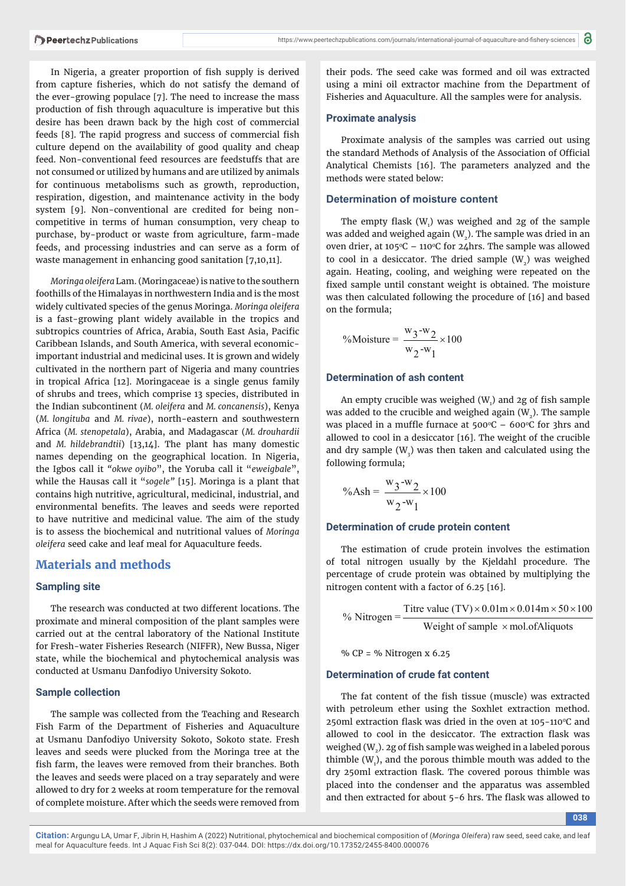In Nigeria, a greater proportion of fish supply is derived from capture fisheries, which do not satisfy the demand of the ever-growing populace [7]. The need to increase the mass production of fish through aquaculture is imperative but this desire has been drawn back by the high cost of commercial feeds [8]. The rapid progress and success of commercial fish culture depend on the availability of good quality and cheap feed. Non-conventional feed resources are feedstuffs that are not consumed or utilized by humans and are utilized by animals for continuous metabolisms such as growth, reproduction, respiration, digestion, and maintenance activity in the body system [9]. Non-conventional are credited for being non-competitive in terms of human consumption, very cheap to purchase, by-product or waste from agriculture, farm-made feeds, and processing industries and can serve as a form of waste management in enhancing good sanitation [7,10,11].

*Moringa oleifera* Lam. (Moringaceae) is native to the southern foothills of the Himalayas in northwestern India and is the most widely cultivated species of the genus Moringa. *Moringa oleifera* is a fast-growing plant widely available in the tropics and subtropics countries of Africa, Arabia, South East Asia, Pacific Caribbean Islands, and South America, with several economic-important industrial and medicinal uses. It is grown and widely cultivated in the northern part of Nigeria and many countries in tropical Africa [12]. Moringaceae is a single genus family of shrubs and trees, which comprise 13 species, distributed in the Indian subcontinent (*M. oleifera* and *M. concanensis*), Kenya (*M. longituba* and *M. rivae*), north-eastern and southwestern Africa (*M. stenopetala*), Arabia, and Madagascar (*M. drouhardii* and *M. hildebrandtii*) [13,14]. The plant has many domestic names depending on the geographical location. In Nigeria, the Igbos call it "*okwe oyibo*", the Yoruba call it "*eweigbale*", while the Hausas call it "*sogele*" [15]. Moringa is a plant that contains high nutritive, agricultural, medicinal, industrial, and environmental benefits. The leaves and seeds were reported to have nutritive and medicinal value. The aim of the study is to assess the biochemical and nutritional values of *Moringa oleifera* seed cake and leaf meal for Aquaculture feeds.

## Materials and methods

### Sampling site

The research was conducted at two different locations. The proximate and mineral composition of the plant samples were carried out at the central laboratory of the National Institute for Fresh-water Fisheries Research (NIFFR), New Bussa, Niger state, while the biochemical and phytochemical analysis was conducted at Usmanu Danfodiyo University Sokoto.

### Sample collection

The sample was collected from the Teaching and Research Fish Farm of the Department of Fisheries and Aquaculture at Usmanu Danfodiyo University Sokoto, Sokoto state. Fresh leaves and seeds were plucked from the Moringa tree at the fish farm, the leaves were removed from their branches. Both the leaves and seeds were placed on a tray separately and were allowed to dry for 2 weeks at room temperature for the removal of complete moisture. After which the seeds were removed from their pods. The seed cake was formed and oil was extracted using a mini oil extractor machine from the Department of Fisheries and Aquaculture. All the samples were for analysis.

### Proximate analysis

Proximate analysis of the samples was carried out using the standard Methods of Analysis of the Association of Official Analytical Chemists [16]. The parameters analyzed and the methods were stated below:

### Determination of moisture content

The empty flask ($W_1$) was weighed and 2g of the sample was added and weighed again ($W_2$). The sample was dried in an oven drier, at 105°C – 110°C for 24hrs. The sample was allowed to cool in a desiccator. The dried sample ($W_3$) was weighed again. Heating, cooling, and weighing were repeated on the fixed sample until constant weight is obtained. The moisture was then calculated following the procedure of [16] and based on the formula;

$$\%\text{Moisture} = \frac{w_3 - w_2}{w_2 - w_1} \times 100$$

### Determination of ash content

An empty crucible was weighed ($W_1$) and 2g of fish sample was added to the crucible and weighed again ($W_2$). The sample was placed in a muffle furnace at 500°C – 600°C for 3hrs and allowed to cool in a desiccator [16]. The weight of the crucible and dry sample ($W_3$) was then taken and calculated using the following formula;

$$\%\text{Ash} = \frac{w_3 - w_2}{w_2 - w_1} \times 100$$

### Determination of crude protein content

The estimation of crude protein involves the estimation of total nitrogen usually by the Kjeldahl procedure. The percentage of crude protein was obtained by multiplying the nitrogen content with a factor of 6.25 [16].

$$\%\ \text{Nitrogen} = \frac{\text{Titre value (TV)} \times 0.01\text{m} \times 0.014\text{m} \times 50 \times 100}{\text{Weight of sample } \times \text{mol.ofAliquots}}$$

$$\%\ \text{CP} = \%\ \text{Nitrogen x } 6.25$$

### Determination of crude fat content

The fat content of the fish tissue (muscle) was extracted with petroleum ether using the Soxhlet extraction method. 250ml extraction flask was dried in the oven at 105-110°C and allowed to cool in the desiccator. The extraction flask was weighed ($W_2$). 2g of fish sample was weighed in a labeled porous thimble ($W_1$), and the porous thimble mouth was added to the dry 250ml extraction flask. The covered porous thimble was placed into the condenser and the apparatus was assembled and then extracted for about 5-6 hrs. The flask was allowed to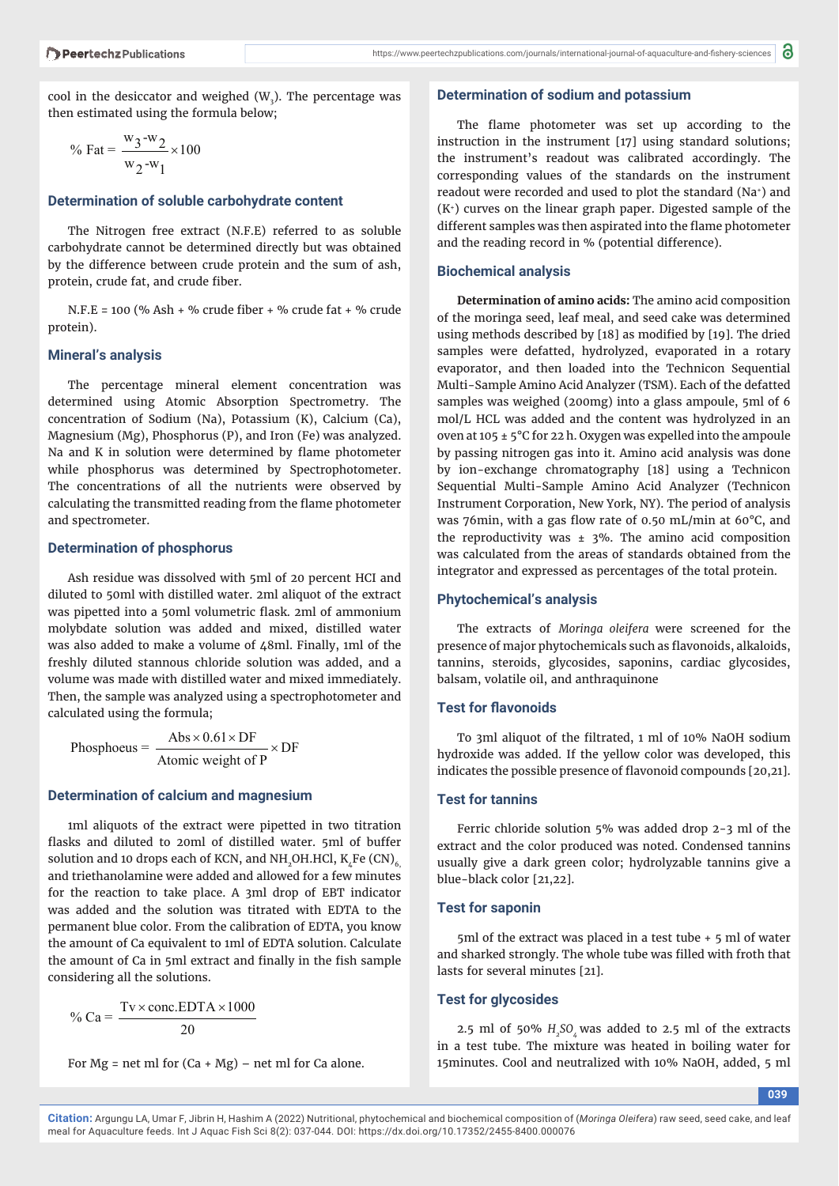cool in the desiccator and weighed ($W_3$). The percentage was then estimated using the formula below;

$$\% \text{ Fat} = \frac{w_3 - w_2}{w_2 - w_1} \times 100$$

### Determination of soluble carbohydrate content

The Nitrogen free extract (N.F.E) referred to as soluble carbohydrate cannot be determined directly but was obtained by the difference between crude protein and the sum of ash, protein, crude fat, and crude fiber.

N.F.E = 100 (% Ash + % crude fiber + % crude fat + % crude protein).

### Mineral's analysis

The percentage mineral element concentration was determined using Atomic Absorption Spectrometry. The concentration of Sodium (Na), Potassium (K), Calcium (Ca), Magnesium (Mg), Phosphorus (P), and Iron (Fe) was analyzed. Na and K in solution were determined by flame photometer while phosphorus was determined by Spectrophotometer. The concentrations of all the nutrients were observed by calculating the transmitted reading from the flame photometer and spectrometer.

### Determination of phosphorus

Ash residue was dissolved with 5ml of 20 percent HCl and diluted to 50ml with distilled water. 2ml aliquot of the extract was pipetted into a 50ml volumetric flask. 2ml of ammonium molybdate solution was added and mixed, distilled water was also added to make a volume of 48ml. Finally, 1ml of the freshly diluted stannous chloride solution was added, and a volume was made with distilled water and mixed immediately. Then, the sample was analyzed using a spectrophotometer and calculated using the formula;

$$\text{Phosphoeus} = \frac{\text{Abs} \times 0.61 \times \text{DF}}{\text{Atomic weight of P}} \times \text{DF}$$

### Determination of calcium and magnesium

1ml aliquots of the extract were pipetted in two titration flasks and diluted to 20ml of distilled water. 5ml of buffer solution and 10 drops each of KCN, and $NH_2OH.HCl$, $K_4Fe(CN)_6$, and triethanolamine were added and allowed for a few minutes for the reaction to take place. A 3ml drop of EBT indicator was added and the solution was titrated with EDTA to the permanent blue color. From the calibration of EDTA, you know the amount of Ca equivalent to 1ml of EDTA solution. Calculate the amount of Ca in 5ml extract and finally in the fish sample considering all the solutions.

$$\% \text{ Ca} = \frac{\text{Tv} \times \text{conc.EDTA} \times 1000}{20}$$

For Mg = net ml for (Ca + Mg) – net ml for Ca alone.

### Determination of sodium and potassium

The flame photometer was set up according to the instruction in the instrument [17] using standard solutions; the instrument's readout was calibrated accordingly. The corresponding values of the standards on the instrument readout were recorded and used to plot the standard ($Na^+$) and ($K^+$) curves on the linear graph paper. Digested sample of the different samples was then aspirated into the flame photometer and the reading record in % (potential difference).

### Biochemical analysis

**Determination of amino acids:** The amino acid composition of the moringa seed, leaf meal, and seed cake was determined using methods described by [18] as modified by [19]. The dried samples were defatted, hydrolyzed, evaporated in a rotary evaporator, and then loaded into the Technicon Sequential Multi-Sample Amino Acid Analyzer (TSM). Each of the defatted samples was weighed (200mg) into a glass ampoule, 5ml of 6 mol/L HCL was added and the content was hydrolyzed in an oven at 105 ± 5°C for 22 h. Oxygen was expelled into the ampoule by passing nitrogen gas into it. Amino acid analysis was done by ion-exchange chromatography [18] using a Technicon Sequential Multi-Sample Amino Acid Analyzer (Technicon Instrument Corporation, New York, NY). The period of analysis was 76min, with a gas flow rate of 0.50 mL/min at 60°C, and the reproductivity was ± 3%. The amino acid composition was calculated from the areas of standards obtained from the integrator and expressed as percentages of the total protein.

### Phytochemical's analysis

The extracts of *Moringa oleifera* were screened for the presence of major phytochemicals such as flavonoids, alkaloids, tannins, steroids, glycosides, saponins, cardiac glycosides, balsam, volatile oil, and anthraquinone

### Test for flavonoids

To 3ml aliquot of the filtrated, 1 ml of 10% NaOH sodium hydroxide was added. If the yellow color was developed, this indicates the possible presence of flavonoid compounds [20,21].

### Test for tannins

Ferric chloride solution 5% was added drop 2-3 ml of the extract and the color produced was noted. Condensed tannins usually give a dark green color; hydrolyzable tannins give a blue-black color [21,22].

### Test for saponin

5ml of the extract was placed in a test tube + 5 ml of water and sharked strongly. The whole tube was filled with froth that lasts for several minutes [21].

### Test for glycosides

2.5 ml of 50% $H_2SO_4$ was added to 2.5 ml of the extracts in a test tube. The mixture was heated in boiling water for 15minutes. Cool and neutralized with 10% NaOH, added, 5 ml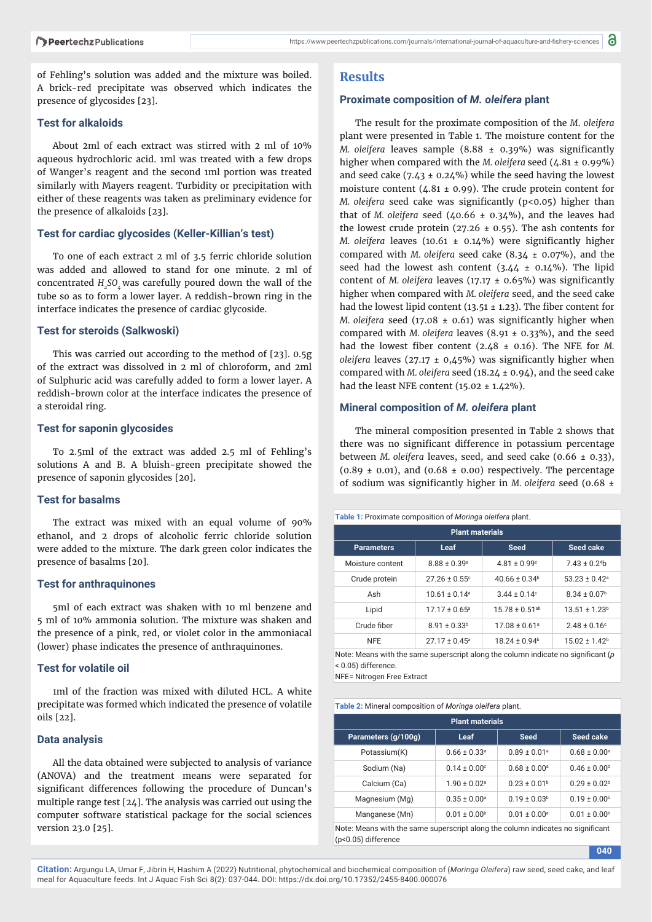of Fehling's solution was added and the mixture was boiled. A brick-red precipitate was observed which indicates the presence of glycosides [23].

### Test for alkaloids

About 2ml of each extract was stirred with 2 ml of 10% aqueous hydrochloric acid. 1ml was treated with a few drops of Wanger's reagent and the second 1ml portion was treated similarly with Mayers reagent. Turbidity or precipitation with either of these reagents was taken as preliminary evidence for the presence of alkaloids [23].

### Test for cardiac glycosides (Keller-Killian's test)

To one of each extract 2 ml of 3.5 ferric chloride solution was added and allowed to stand for one minute. 2 ml of concentrated $H_2SO_4$ was carefully poured down the wall of the tube so as to form a lower layer. A reddish-brown ring in the interface indicates the presence of cardiac glycoside.

### Test for steroids (Salkwoski)

This was carried out according to the method of [23]. 0.5g of the extract was dissolved in 2 ml of chloroform, and 2ml of Sulphuric acid was carefully added to form a lower layer. A reddish-brown color at the interface indicates the presence of a steroidal ring.

### Test for saponin glycosides

To 2.5ml of the extract was added 2.5 ml of Fehling's solutions A and B. A bluish-green precipitate showed the presence of saponin glycosides [20].

### Test for basalms

The extract was mixed with an equal volume of 90% ethanol, and 2 drops of alcoholic ferric chloride solution were added to the mixture. The dark green color indicates the presence of basalms [20].

### Test for anthraquinones

5ml of each extract was shaken with 10 ml benzene and 5 ml of 10% ammonia solution. The mixture was shaken and the presence of a pink, red, or violet color in the ammoniacal (lower) phase indicates the presence of anthraquinones.

### Test for volatile oil

1ml of the fraction was mixed with diluted HCL. A white precipitate was formed which indicated the presence of volatile oils [22].

### Data analysis

All the data obtained were subjected to analysis of variance (ANOVA) and the treatment means were separated for significant differences following the procedure of Duncan's multiple range test [24]. The analysis was carried out using the computer software statistical package for the social sciences version 23.0 [25].

## Results

### Proximate composition of *M. oleifera* plant

The result for the proximate composition of the *M. oleifera* plant were presented in Table 1. The moisture content for the *M. oleifera* leaves sample (8.88 ± 0.39%) was significantly higher when compared with the *M. oleifera* seed (4.81 ± 0.99%) and seed cake (7.43 ± 0.24%) while the seed having the lowest moisture content (4.81 ± 0.99). The crude protein content for *M. oleifera* seed cake was significantly ($p<0.05$) higher than that of *M. oleifera* seed (40.66 ± 0.34%), and the leaves had the lowest crude protein (27.26 ± 0.55). The ash contents for *M. oleifera* leaves (10.61 ± 0.14%) were significantly higher compared with *M. oleifera* seed cake (8.34 ± 0.07%), and the seed had the lowest ash content (3.44 ± 0.14%). The lipid content of *M. oleifera* leaves (17.17 ± 0.65%) was significantly higher when compared with *M. oleifera* seed, and the seed cake had the lowest lipid content (13.51 ± 1.23). The fiber content for *M. oleifera* seed (17.08 ± 0.61) was significantly higher when compared with *M. oleifera* leaves (8.91 ± 0.33%), and the seed had the lowest fiber content (2.48 ± 0.16). The NFE for *M. oleifera* leaves (27.17 ± 0,45%) was significantly higher when compared with *M. oleifera* seed (18.24 ± 0.94), and the seed cake had the least NFE content (15.02 ± 1.42%).

### Mineral composition of *M. oleifera* plant

The mineral composition presented in Table 2 shows that there was no significant difference in potassium percentage between *M. oleifera* leaves, seed, and seed cake (0.66 ± 0.33), (0.89 ± 0.01), and (0.68 ± 0.00) respectively. The percentage of sodium was significantly higher in *M. oleifera* seed (0.68 ±

**Table 1:** Proximate composition of *Moringa oleifera* plant.

| | Plant materials | | |
|---|---|---|---|
| Parameters | Leaf | Seed | Seed cake |
| Moisture content | 8.88 ± 0.39[a] | 4.81 ± 0.99[c] | 7.43 ± 0.2[4]b |
| Crude protein | 27.26 ± 0.55[c] | 40.66 ± 0.34[b] | 53.23 ± 0.42[a] |
| Ash | 10.61 ± 0.14[a] | 3.44 ± 0.14[c] | 8.34 ± 0.07[b] |
| Lipid | 17.17 ± 0.65[a] | 15.78 ± 0.51[ab] | 13.51 ± 1.23[b] |
| Crude fiber | 8.91 ± 0.33[b] | 17.08 ± 0.61[a] | 2.48 ± 0.16[c] |
| NFE | 27.17 ± 0.45[a] | 18.24 ± 0.94[b] | 15.02 ± 1.42[b] |

Note: Means with the same superscript along the column indicate no significant ($p < 0.05$) difference.
NFE= Nitrogen Free Extract

**Table 2:** Mineral composition of *Moringa oleifera* plant.

| | Plant materials | | |
|---|---|---|---|
| Parameters (g/100g) | Leaf | Seed | Seed cake |
| Potassium(K) | 0.66 ± 0.33[a] | 0.89 ± 0.01[a] | 0.68 ± 0.00[a] |
| Sodium (Na) | 0.14 ± 0.00[c] | 0.68 ± 0.00[a] | 0.46 ± 0.00[b] |
| Calcium (Ca) | 1.90 ± 0.02[a] | 0.23 ± 0.01[b] | 0.29 ± 0.02[b] |
| Magnesium (Mg) | 0.35 ± 0.00[a] | 0.19 ± 0.03[b] | 0.19 ± 0.00[b] |
| Manganese (Mn) | 0.01 ± 0.00[b] | 0.01 ± 0.00[a] | 0.01 ± 0.00[b] |

Note: Means with the same superscript along the column indicates no significant ($p<0.05$) difference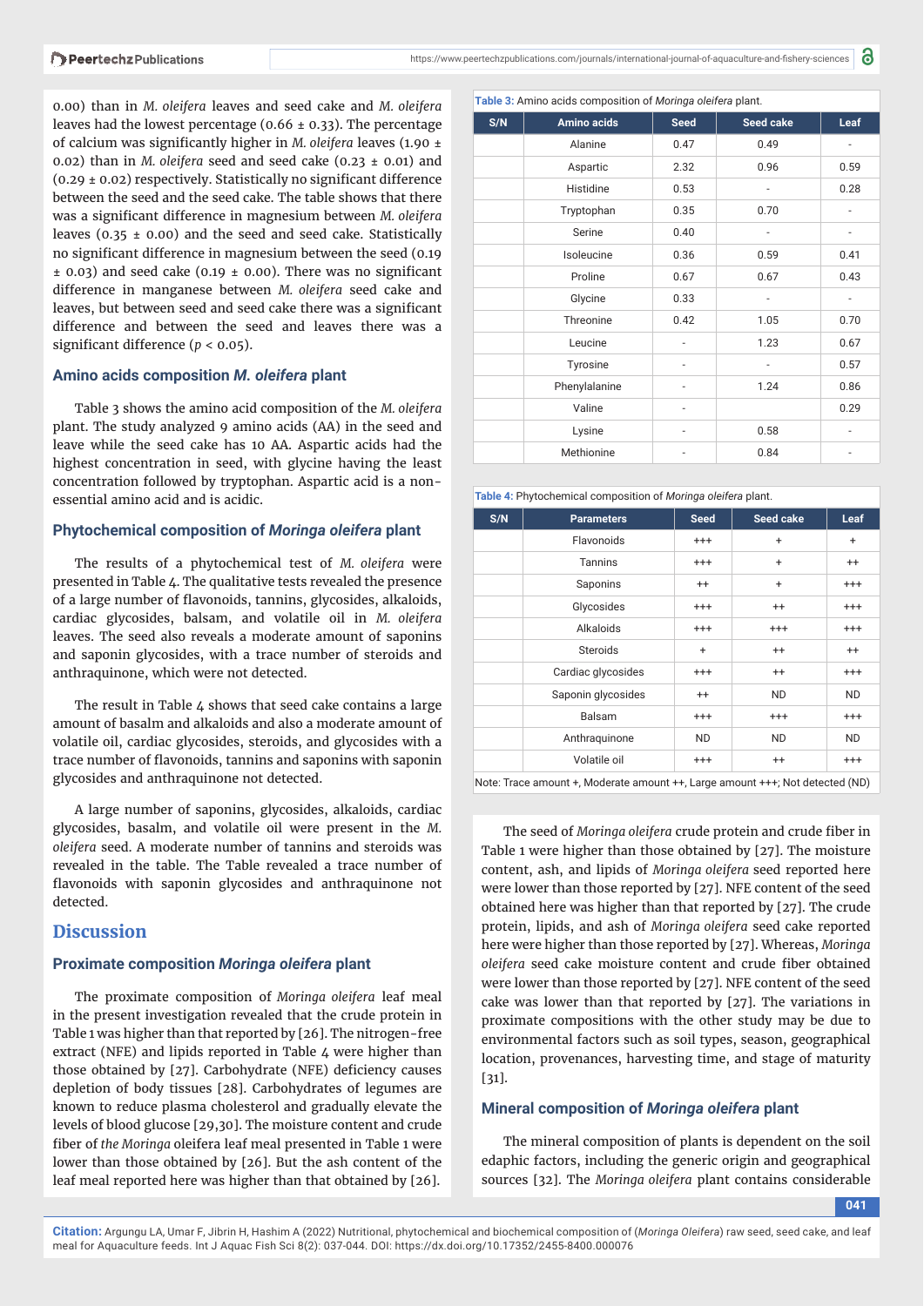0.00) than in *M. oleifera* leaves and seed cake and *M. oleifera* leaves had the lowest percentage (0.66 ± 0.33). The percentage of calcium was significantly higher in *M. oleifera* leaves (1.90 ± 0.02) than in *M. oleifera* seed and seed cake (0.23 ± 0.01) and (0.29 ± 0.02) respectively. Statistically no significant difference between the seed and the seed cake. The table shows that there was a significant difference in magnesium between *M. oleifera* leaves (0.35 ± 0.00) and the seed and seed cake. Statistically no significant difference in magnesium between the seed (0.19 ± 0.03) and seed cake (0.19 ± 0.00). There was no significant difference in manganese between *M. oleifera* seed cake and leaves, but between seed and seed cake there was a significant difference and between the seed and leaves there was a significant difference ($p < 0.05$).

### Amino acids composition *M. oleifera* plant

Table 3 shows the amino acid composition of the *M. oleifera* plant. The study analyzed 9 amino acids (AA) in the seed and leave while the seed cake has 10 AA. Aspartic acids had the highest concentration in seed, with glycine having the least concentration followed by tryptophan. Aspartic acid is a non-essential amino acid and is acidic.

**Table 3:** Amino acids composition of *Moringa oleifera* plant.

| S/N | Amino acids | Seed | Seed cake | Leaf |
|---|---|---|---|---|
| | Alanine | 0.47 | 0.49 | - |
| | Aspartic | 2.32 | 0.96 | 0.59 |
| | Histidine | 0.53 | - | 0.28 |
| | Tryptophan | 0.35 | 0.70 | - |
| | Serine | 0.40 | - | - |
| | Isoleucine | 0.36 | 0.59 | 0.41 |
| | Proline | 0.67 | 0.67 | 0.43 |
| | Glycine | 0.33 | - | - |
| | Threonine | 0.42 | 1.05 | 0.70 |
| | Leucine | - | 1.23 | 0.67 |
| | Tyrosine | - | - | 0.57 |
| | Phenylalanine | - | 1.24 | 0.86 |
| | Valine | - | | 0.29 |
| | Lysine | - | 0.58 | - |
| | Methionine | - | 0.84 | - |

### Phytochemical composition of *Moringa oleifera* plant

The results of a phytochemical test of *M. oleifera* were presented in Table 4. The qualitative tests revealed the presence of a large number of flavonoids, tannins, glycosides, alkaloids, cardiac glycosides, balsam, and volatile oil in *M. oleifera* leaves. The seed also reveals a moderate amount of saponins and saponin glycosides, with a trace number of steroids and anthraquinone, which were not detected.

The result in Table 4 shows that seed cake contains a large amount of basalm and alkaloids and also a moderate amount of volatile oil, cardiac glycosides, steroids, and glycosides with a trace number of flavonoids, tannins and saponins with saponin glycosides and anthraquinone not detected.

A large number of saponins, glycosides, alkaloids, cardiac glycosides, basalm, and volatile oil were present in the *M. oleifera* seed. A moderate number of tannins and steroids was revealed in the table. The Table revealed a trace number of flavonoids with saponin glycosides and anthraquinone not detected.

**Table 4:** Phytochemical composition of *Moringa oleifera* plant.

| S/N | Parameters | Seed | Seed cake | Leaf |
|---|---|---|---|---|
| | Flavonoids | +++ | + | + |
| | Tannins | +++ | + | ++ |
| | Saponins | ++ | + | +++ |
| | Glycosides | +++ | ++ | +++ |
| | Alkaloids | +++ | +++ | +++ |
| | Steroids | + | ++ | ++ |
| | Cardiac glycosides | +++ | ++ | +++ |
| | Saponin glycosides | ++ | ND | ND |
| | Balsam | +++ | +++ | +++ |
| | Anthraquinone | ND | ND | ND |
| | Volatile oil | +++ | ++ | +++ |

Note: Trace amount +, Moderate amount ++, Large amount +++; Not detected (ND)

## Discussion

### Proximate composition *Moringa oleifera* plant

The proximate composition of *Moringa oleifera* leaf meal in the present investigation revealed that the crude protein in Table 1 was higher than that reported by [26]. The nitrogen-free extract (NFE) and lipids reported in Table 4 were higher than those obtained by [27]. Carbohydrate (NFE) deficiency causes depletion of body tissues [28]. Carbohydrates of legumes are known to reduce plasma cholesterol and gradually elevate the levels of blood glucose [29,30]. The moisture content and crude fiber of *the Moringa* oleifera leaf meal presented in Table 1 were lower than those obtained by [26]. But the ash content of the leaf meal reported here was higher than that obtained by [26].

The seed of *Moringa oleifera* crude protein and crude fiber in Table 1 were higher than those obtained by [27]. The moisture content, ash, and lipids of *Moringa oleifera* seed reported here were lower than those reported by [27]. NFE content of the seed obtained here was higher than that reported by [27]. The crude protein, lipids, and ash of *Moringa oleifera* seed cake reported here were higher than those reported by [27]. Whereas, *Moringa oleifera* seed cake moisture content and crude fiber obtained were lower than those reported by [27]. NFE content of the seed cake was lower than that reported by [27]. The variations in proximate compositions with the other study may be due to environmental factors such as soil types, season, geographical location, provenances, harvesting time, and stage of maturity [31].

### Mineral composition of *Moringa oleifera* plant

The mineral composition of plants is dependent on the soil edaphic factors, including the generic origin and geographical sources [32]. The *Moringa oleifera* plant contains considerable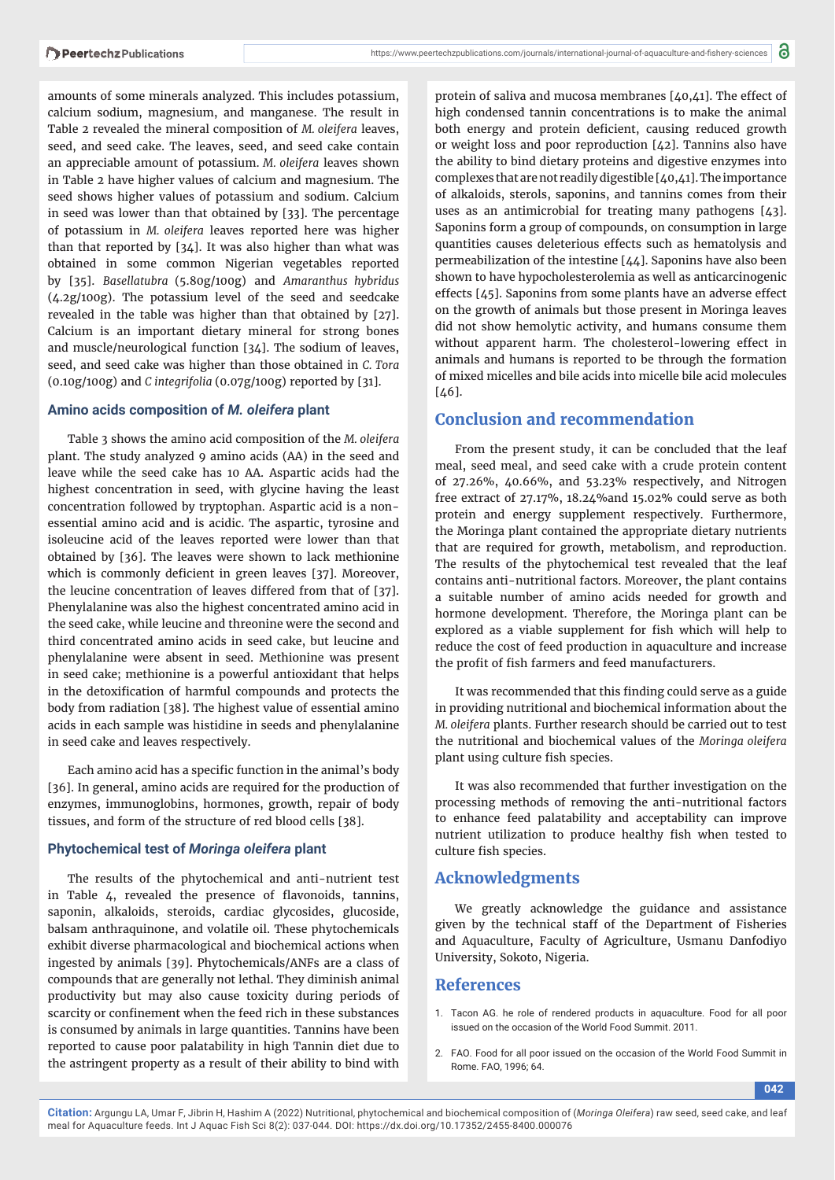amounts of some minerals analyzed. This includes potassium, calcium sodium, magnesium, and manganese. The result in Table 2 revealed the mineral composition of *M. oleifera* leaves, seed, and seed cake. The leaves, seed, and seed cake contain an appreciable amount of potassium. *M. oleifera* leaves shown in Table 2 have higher values of calcium and magnesium. The seed shows higher values of potassium and sodium. Calcium in seed was lower than that obtained by [33]. The percentage of potassium in *M. oleifera* leaves reported here was higher than that reported by [34]. It was also higher than what was obtained in some common Nigerian vegetables reported by [35]. *Basellatubra* (5.80g/100g) and *Amaranthus hybridus* (4.2g/100g). The potassium level of the seed and seedcake revealed in the table was higher than that obtained by [27]. Calcium is an important dietary mineral for strong bones and muscle/neurological function [34]. The sodium of leaves, seed, and seed cake was higher than those obtained in *C. Tora* (0.10g/100g) and *C integrifolia* (0.07g/100g) reported by [31].

### Amino acids composition of *M. oleifera* plant

Table 3 shows the amino acid composition of the *M. oleifera* plant. The study analyzed 9 amino acids (AA) in the seed and leave while the seed cake has 10 AA. Aspartic acids had the highest concentration in seed, with glycine having the least concentration followed by tryptophan. Aspartic acid is a non-essential amino acid and is acidic. The aspartic, tyrosine and isoleucine acid of the leaves reported were lower than that obtained by [36]. The leaves were shown to lack methionine which is commonly deficient in green leaves [37]. Moreover, the leucine concentration of leaves differed from that of [37]. Phenylalanine was also the highest concentrated amino acid in the seed cake, while leucine and threonine were the second and third concentrated amino acids in seed cake, but leucine and phenylalanine were absent in seed. Methionine was present in seed cake; methionine is a powerful antioxidant that helps in the detoxification of harmful compounds and protects the body from radiation [38]. The highest value of essential amino acids in each sample was histidine in seeds and phenylalanine in seed cake and leaves respectively.

Each amino acid has a specific function in the animal's body [36]. In general, amino acids are required for the production of enzymes, immunoglobins, hormones, growth, repair of body tissues, and form of the structure of red blood cells [38].

### Phytochemical test of *Moringa oleifera* plant

The results of the phytochemical and anti-nutrient test in Table 4, revealed the presence of flavonoids, tannins, saponin, alkaloids, steroids, cardiac glycosides, glucoside, balsam anthraquinone, and volatile oil. These phytochemicals exhibit diverse pharmacological and biochemical actions when ingested by animals [39]. Phytochemicals/ANFs are a class of compounds that are generally not lethal. They diminish animal productivity but may also cause toxicity during periods of scarcity or confinement when the feed rich in these substances is consumed by animals in large quantities. Tannins have been reported to cause poor palatability in high Tannin diet due to the astringent property as a result of their ability to bind with protein of saliva and mucosa membranes [40,41]. The effect of high condensed tannin concentrations is to make the animal both energy and protein deficient, causing reduced growth or weight loss and poor reproduction [42]. Tannins also have the ability to bind dietary proteins and digestive enzymes into complexes that are not readily digestible [40,41]. The importance of alkaloids, sterols, saponins, and tannins comes from their uses as an antimicrobial for treating many pathogens [43]. Saponins form a group of compounds, on consumption in large quantities causes deleterious effects such as hematolysis and permeabilization of the intestine [44]. Saponins have also been shown to have hypocholesterolemia as well as anticarcinogenic effects [45]. Saponins from some plants have an adverse effect on the growth of animals but those present in Moringa leaves did not show hemolytic activity, and humans consume them without apparent harm. The cholesterol-lowering effect in animals and humans is reported to be through the formation of mixed micelles and bile acids into micelle bile acid molecules [46].

## Conclusion and recommendation

From the present study, it can be concluded that the leaf meal, seed meal, and seed cake with a crude protein content of 27.26%, 40.66%, and 53.23% respectively, and Nitrogen free extract of 27.17%, 18.24%and 15.02% could serve as both protein and energy supplement respectively. Furthermore, the Moringa plant contained the appropriate dietary nutrients that are required for growth, metabolism, and reproduction. The results of the phytochemical test revealed that the leaf contains anti-nutritional factors. Moreover, the plant contains a suitable number of amino acids needed for growth and hormone development. Therefore, the Moringa plant can be explored as a viable supplement for fish which will help to reduce the cost of feed production in aquaculture and increase the profit of fish farmers and feed manufacturers.

It was recommended that this finding could serve as a guide in providing nutritional and biochemical information about the *M. oleifera* plants. Further research should be carried out to test the nutritional and biochemical values of the *Moringa oleifera* plant using culture fish species.

It was also recommended that further investigation on the processing methods of removing the anti-nutritional factors to enhance feed palatability and acceptability can improve nutrient utilization to produce healthy fish when tested to culture fish species.

## Acknowledgments

We greatly acknowledge the guidance and assistance given by the technical staff of the Department of Fisheries and Aquaculture, Faculty of Agriculture, Usmanu Danfodiyo University, Sokoto, Nigeria.

## References

1. Tacon AG. he role of rendered products in aquaculture. Food for all poor issued on the occasion of the World Food Summit. 2011.
2. FAO. Food for all poor issued on the occasion of the World Food Summit in Rome. FAO, 1996; 64.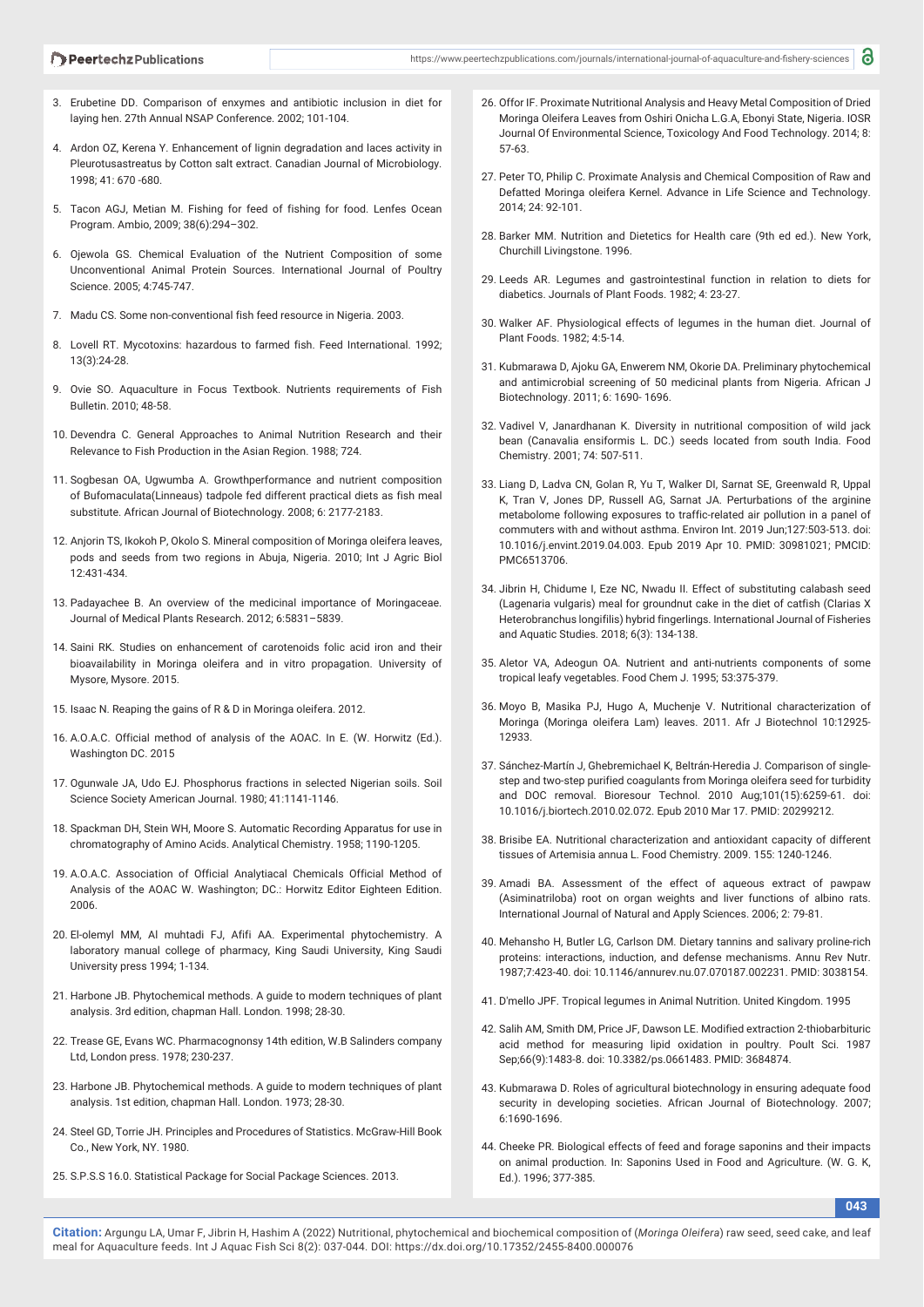3. Erubetine DD. Comparison of enxymes and antibiotic inclusion in diet for laying hen. 27th Annual NSAP Conference. 2002; 101-104.

4. Ardon OZ, Kerena Y. Enhancement of lignin degradation and laces activity in Pleurotusastreatus by Cotton salt extract. Canadian Journal of Microbiology. 1998; 41: 670 -680.

5. Tacon AGJ, Metian M. Fishing for feed of fishing for food. Lenfes Ocean Program. Ambio, 2009; 38(6):294–302.

6. Ojewola GS. Chemical Evaluation of the Nutrient Composition of some Unconventional Animal Protein Sources. International Journal of Poultry Science. 2005; 4:745-747.

7. Madu CS. Some non-conventional fish feed resource in Nigeria. 2003.

8. Lovell RT. Mycotoxins: hazardous to farmed fish. Feed International. 1992; 13(3):24-28.

9. Ovie SO. Aquaculture in Focus Textbook. Nutrients requirements of Fish Bulletin. 2010; 48-58.

10. Devendra C. General Approaches to Animal Nutrition Research and their Relevance to Fish Production in the Asian Region. 1988; 724.

11. Sogbesan OA, Ugwumba A. Growthperformance and nutrient composition of Bufomaculata(Linneaus) tadpole fed different practical diets as fish meal substitute. African Journal of Biotechnology. 2008; 6: 2177-2183.

12. Anjorin TS, Ikokoh P, Okolo S. Mineral composition of Moringa oleifera leaves, pods and seeds from two regions in Abuja, Nigeria. 2010; Int J Agric Biol 12:431-434.

13. Padayachee B. An overview of the medicinal importance of Moringaceae. Journal of Medical Plants Research. 2012; 6:5831–5839.

14. Saini RK. Studies on enhancement of carotenoids folic acid iron and their bioavailability in Moringa oleifera and in vitro propagation. University of Mysore, Mysore. 2015.

15. Isaac N. Reaping the gains of R & D in Moringa oleifera. 2012.

16. A.O.A.C. Official method of analysis of the AOAC. In E. (W. Horwitz (Ed.). Washington DC. 2015

17. Ogunwale JA, Udo EJ. Phosphorus fractions in selected Nigerian soils. Soil Science Society American Journal. 1980; 41:1141-1146.

18. Spackman DH, Stein WH, Moore S. Automatic Recording Apparatus for use in chromatography of Amino Acids. Analytical Chemistry. 1958; 1190-1205.

19. A.O.A.C. Association of Official Analytiacal Chemicals Official Method of Analysis of the AOAC W. Washington; DC.: Horwitz Editor Eighteen Edition. 2006.

20. El-olemyl MM, Al muhtadi FJ, Afifi AA. Experimental phytochemistry. A laboratory manual college of pharmacy, King Saudi University, King Saudi University press 1994; 1-134.

21. Harbone JB. Phytochemical methods. A guide to modern techniques of plant analysis. 3rd edition, chapman Hall. London. 1998; 28-30.

22. Trease GE, Evans WC. Pharmacognonsy 14th edition, W.B Salinders company Ltd, London press. 1978; 230-237.

23. Harbone JB. Phytochemical methods. A guide to modern techniques of plant analysis. 1st edition, chapman Hall. London. 1973; 28-30.

24. Steel GD, Torrie JH. Principles and Procedures of Statistics. McGraw-Hill Book Co., New York, NY. 1980.

25. S.P.S.S 16.0. Statistical Package for Social Package Sciences. 2013.

26. Offor IF. Proximate Nutritional Analysis and Heavy Metal Composition of Dried Moringa Oleifera Leaves from Oshiri Onicha L.G.A, Ebonyi State, Nigeria. IOSR Journal Of Environmental Science, Toxicology And Food Technology. 2014; 8: 57-63.

27. Peter TO, Philip C. Proximate Analysis and Chemical Composition of Raw and Defatted Moringa oleifera Kernel. Advance in Life Science and Technology. 2014; 24: 92-101.

28. Barker MM. Nutrition and Dietetics for Health care (9th ed ed.). New York, Churchill Livingstone. 1996.

29. Leeds AR. Legumes and gastrointestinal function in relation to diets for diabetics. Journals of Plant Foods. 1982; 4: 23-27.

30. Walker AF. Physiological effects of legumes in the human diet. Journal of Plant Foods. 1982; 4:5-14.

31. Kubmarawa D, Ajoku GA, Enwerem NM, Okorie DA. Preliminary phytochemical and antimicrobial screening of 50 medicinal plants from Nigeria. African J Biotechnology. 2011; 6: 1690- 1696.

32. Vadivel V, Janardhanan K. Diversity in nutritional composition of wild jack bean (Canavalia ensiformis L. DC.) seeds located from south India. Food Chemistry. 2001; 74: 507-511.

33. Liang D, Ladva CN, Golan R, Yu T, Walker DI, Sarnat SE, Greenwald R, Uppal K, Tran V, Jones DP, Russell AG, Sarnat JA. Perturbations of the arginine metabolome following exposures to traffic-related air pollution in a panel of commuters with and without asthma. Environ Int. 2019 Jun;127:503-513. doi: 10.1016/j.envint.2019.04.003. Epub 2019 Apr 10. PMID: 30981021; PMCID: PMC6513706.

34. Jibrin H, Chidume I, Eze NC, Nwadu II. Effect of substituting calabash seed (Lagenaria vulgaris) meal for groundnut cake in the diet of catfish (Clarias X Heterobranchus longifilis) hybrid fingerlings. International Journal of Fisheries and Aquatic Studies. 2018; 6(3): 134-138.

35. Aletor VA, Adeogun OA. Nutrient and anti-nutrients components of some tropical leafy vegetables. Food Chem J. 1995; 53:375-379.

36. Moyo B, Masika PJ, Hugo A, Muchenje V. Nutritional characterization of Moringa (Moringa oleifera Lam) leaves. 2011. Afr J Biotechnol 10:12925-12933.

37. Sánchez-Martín J, Ghebremichael K, Beltrán-Heredia J. Comparison of single-step and two-step purified coagulants from Moringa oleifera seed for turbidity and DOC removal. Bioresour Technol. 2010 Aug;101(15):6259-61. doi: 10.1016/j.biortech.2010.02.072. Epub 2010 Mar 17. PMID: 20299212.

38. Brisibe EA. Nutritional characterization and antioxidant capacity of different tissues of Artemisia annua L. Food Chemistry. 2009. 155: 1240-1246.

39. Amadi BA. Assessment of the effect of aqueous extract of pawpaw (Asiminatriloba) root on organ weights and liver functions of albino rats. International Journal of Natural and Apply Sciences. 2006; 2: 79-81.

40. Mehansho H, Butler LG, Carlson DM. Dietary tannins and salivary proline-rich proteins: interactions, induction, and defense mechanisms. Annu Rev Nutr. 1987;7:423-40. doi: 10.1146/annurev.nu.07.070187.002231. PMID: 3038154.

41. D'mello JPF. Tropical legumes in Animal Nutrition. United Kingdom. 1995

42. Salih AM, Smith DM, Price JF, Dawson LE. Modified extraction 2-thiobarbituric acid method for measuring lipid oxidation in poultry. Poult Sci. 1987 Sep;66(9):1483-8. doi: 10.3382/ps.0661483. PMID: 3684874.

43. Kubmarawa D. Roles of agricultural biotechnology in ensuring adequate food security in developing societies. African Journal of Biotechnology. 2007; 6:1690-1696.

44. Cheeke PR. Biological effects of feed and forage saponins and their impacts on animal production. In: Saponins Used in Food and Agriculture. (W. G. K, Ed.). 1996; 377-385.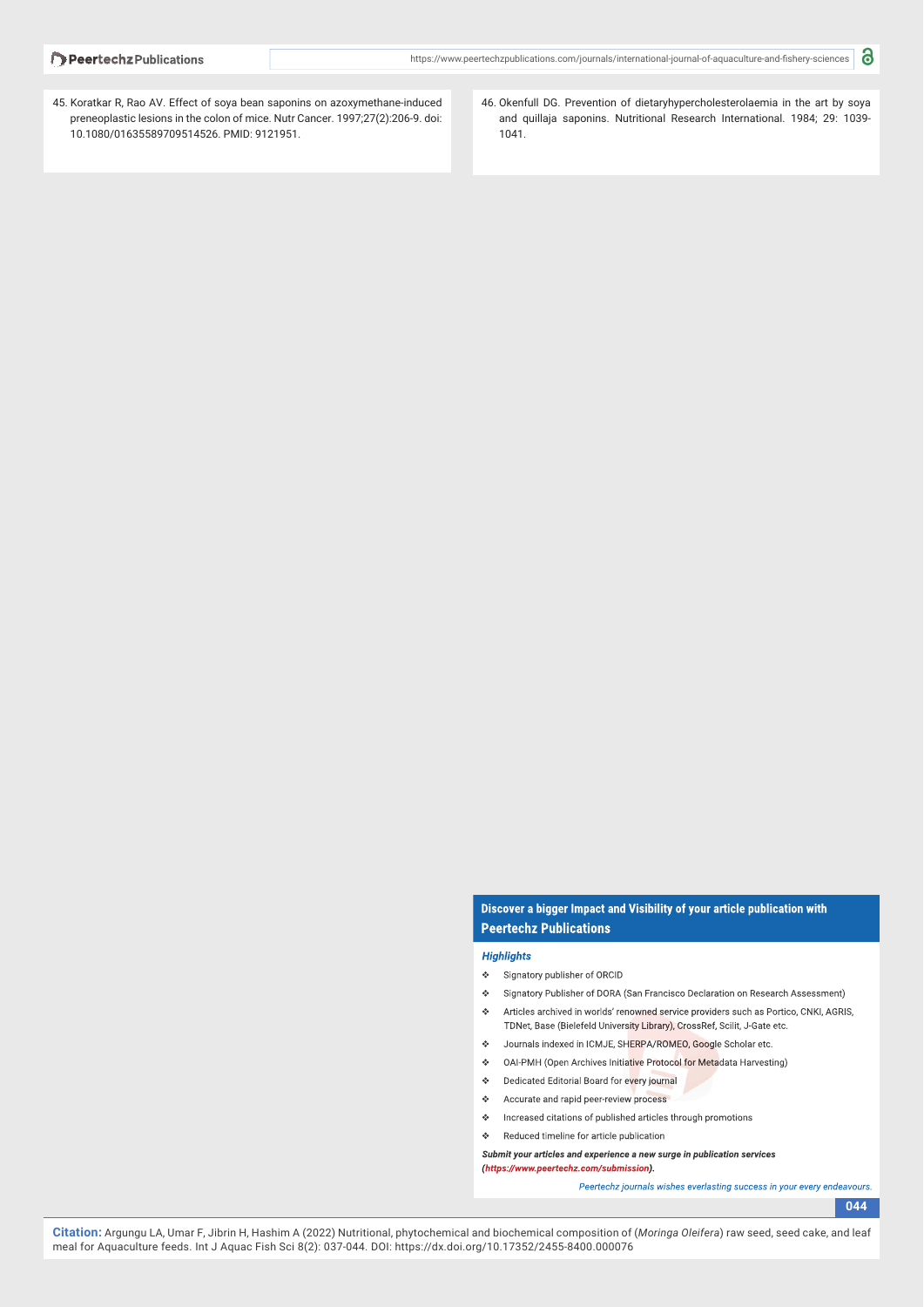45. Koratkar R, Rao AV. Effect of soya bean saponins on azoxymethane-induced preneoplastic lesions in the colon of mice. Nutr Cancer. 1997;27(2):206-9. doi: 10.1080/01635589709514526. PMID: 9121951.

46. Okenfull DG. Prevention of dietaryhypercholesterolaemia in the art by soya and quillaja saponins. Nutritional Research International. 1984; 29: 1039-1041.

**Discover a bigger Impact and Visibility of your article publication with Peertechz Publications**

***Highlights***

- Signatory publisher of ORCID
- Signatory Publisher of DORA (San Francisco Declaration on Research Assessment)
- Articles archived in worlds' renowned service providers such as Portico, CNKI, AGRIS, TDNet, Base (Bielefeld University Library), CrossRef, Scilit, J-Gate etc.
- Journals indexed in ICMJE, SHERPA/ROMEO, Google Scholar etc.
- OAI-PMH (Open Archives Initiative Protocol for Metadata Harvesting)
- Dedicated Editorial Board for every journal
- Accurate and rapid peer-review process
- Increased citations of published articles through promotions
- Reduced timeline for article publication

***Submit your articles and experience a new surge in publication services (https://www.peertechz.com/submission).***

*Peertechz journals wishes everlasting success in your every endeavours.*

**Citation:** Argungu LA, Umar F, Jibrin H, Hashim A (2022) Nutritional, phytochemical and biochemical composition of (*Moringa Oleifera*) raw seed, seed cake, and leaf meal for Aquaculture feeds. Int J Aquac Fish Sci 8(2): 037-044. DOI: https://dx.doi.org/10.17352/2455-8400.000076